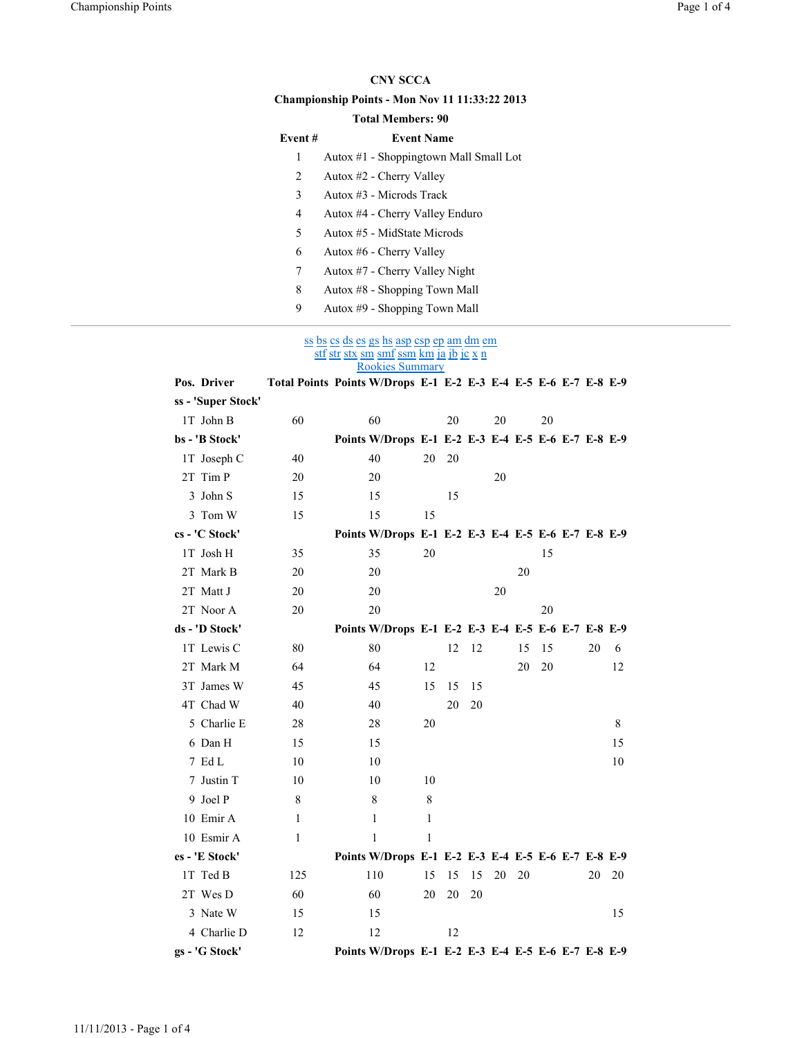# CNY SCCA

**Championship Points - Mon Nov 11 11:33:22 2013**

**Total Members: 90**

| Event # | Event Name |
|---|---|
| 1 | Autox #1 - Shoppingtown Mall Small Lot |
| 2 | Autox #2 - Cherry Valley |
| 3 | Autox #3 - Microds Track |
| 4 | Autox #4 - Cherry Valley Enduro |
| 5 | Autox #5 - MidState Microds |
| 6 | Autox #6 - Cherry Valley |
| 7 | Autox #7 - Cherry Valley Night |
| 8 | Autox #8 - Shopping Town Mall |
| 9 | Autox #9 - Shopping Town Mall |

---

ss bs cs ds es gs hs asp csp ep am dm em
stf str stx sm smf ssm km ja jb jc x n
Rookies Summary

| Pos. | Driver | Total Points | Points W/Drops | E-1 | E-2 | E-3 | E-4 | E-5 | E-6 | E-7 | E-8 | E-9 |
|---|---|---|---|---|---|---|---|---|---|---|---|---|
| **ss - 'Super Stock'** | | | | | | | | | | | | |
| 1T | John B | 60 | 60 | | 20 | | 20 | | 20 | | | |
| **bs - 'B Stock'** | | | **Points W/Drops** | **E-1** | **E-2** | **E-3** | **E-4** | **E-5** | **E-6** | **E-7** | **E-8** | **E-9** |
| 1T | Joseph C | 40 | 40 | 20 | 20 | | | | | | | |
| 2T | Tim P | 20 | 20 | | | | 20 | | | | | |
| 3 | John S | 15 | 15 | | 15 | | | | | | | |
| 3 | Tom W | 15 | 15 | 15 | | | | | | | | |
| **cs - 'C Stock'** | | | **Points W/Drops** | **E-1** | **E-2** | **E-3** | **E-4** | **E-5** | **E-6** | **E-7** | **E-8** | **E-9** |
| 1T | Josh H | 35 | 35 | 20 | | | | | 15 | | | |
| 2T | Mark B | 20 | 20 | | | | | 20 | | | | |
| 2T | Matt J | 20 | 20 | | | | 20 | | | | | |
| 2T | Noor A | 20 | 20 | | | | | | 20 | | | |
| **ds - 'D Stock'** | | | **Points W/Drops** | **E-1** | **E-2** | **E-3** | **E-4** | **E-5** | **E-6** | **E-7** | **E-8** | **E-9** |
| 1T | Lewis C | 80 | 80 | | 12 | 12 | | 15 | 15 | | 20 | 6 |
| 2T | Mark M | 64 | 64 | 12 | | | | 20 | 20 | | | 12 |
| 3T | James W | 45 | 45 | 15 | 15 | 15 | | | | | | |
| 4T | Chad W | 40 | 40 | | 20 | 20 | | | | | | |
| 5 | Charlie E | 28 | 28 | 20 | | | | | | | | 8 |
| 6 | Dan H | 15 | 15 | | | | | | | | | 15 |
| 7 | Ed L | 10 | 10 | | | | | | | | | 10 |
| 7 | Justin T | 10 | 10 | 10 | | | | | | | | |
| 9 | Joel P | 8 | 8 | 8 | | | | | | | | |
| 10 | Emir A | 1 | 1 | 1 | | | | | | | | |
| 10 | Esmir A | 1 | 1 | 1 | | | | | | | | |
| **es - 'E Stock'** | | | **Points W/Drops** | **E-1** | **E-2** | **E-3** | **E-4** | **E-5** | **E-6** | **E-7** | **E-8** | **E-9** |
| 1T | Ted B | 125 | 110 | 15 | 15 | 15 | 20 | 20 | | | 20 | 20 |
| 2T | Wes D | 60 | 60 | 20 | 20 | 20 | | | | | | |
| 3 | Nate W | 15 | 15 | | | | | | | | | 15 |
| 4 | Charlie D | 12 | 12 | | 12 | | | | | | | |
| **gs - 'G Stock'** | | | **Points W/Drops** | **E-1** | **E-2** | **E-3** | **E-4** | **E-5** | **E-6** | **E-7** | **E-8** | **E-9** |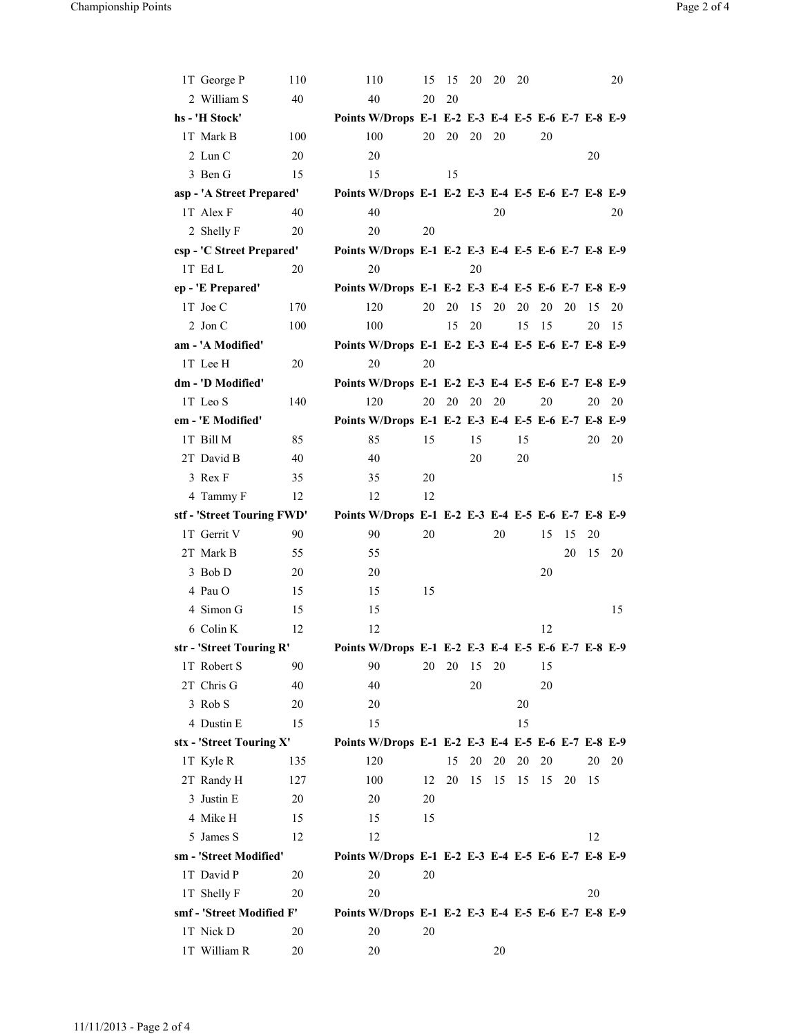| | | | | | | | | | | | | |
|---|---|---|---|---|---|---|---|---|---|---|---|---|
| 1T | George P | 110 | 110 | 15 | 15 | 20 | 20 | 20 | | | | 20 |
| 2 | William S | 40 | 40 | 20 | 20 | | | | | | | |
| **hs - 'H Stock'** | | | **Points W/Drops** | **E-1** | **E-2** | **E-3** | **E-4** | **E-5** | **E-6** | **E-7** | **E-8** | **E-9** |
| 1T | Mark B | 100 | 100 | 20 | 20 | 20 | 20 | | 20 | | | |
| 2 | Lun C | 20 | 20 | | | | | | | | 20 | |
| 3 | Ben G | 15 | 15 | | 15 | | | | | | | |
| **asp - 'A Street Prepared'** | | | **Points W/Drops** | **E-1** | **E-2** | **E-3** | **E-4** | **E-5** | **E-6** | **E-7** | **E-8** | **E-9** |
| 1T | Alex F | 40 | 40 | | | | 20 | | | | | 20 |
| 2 | Shelly F | 20 | 20 | 20 | | | | | | | | |
| **csp - 'C Street Prepared'** | | | **Points W/Drops** | **E-1** | **E-2** | **E-3** | **E-4** | **E-5** | **E-6** | **E-7** | **E-8** | **E-9** |
| 1T | Ed L | 20 | 20 | | | 20 | | | | | | |
| **ep - 'E Prepared'** | | | **Points W/Drops** | **E-1** | **E-2** | **E-3** | **E-4** | **E-5** | **E-6** | **E-7** | **E-8** | **E-9** |
| 1T | Joe C | 170 | 120 | 20 | 20 | 15 | 20 | 20 | 20 | 20 | 15 | 20 |
| 2 | Jon C | 100 | 100 | | 15 | 20 | | 15 | 15 | | 20 | 15 |
| **am - 'A Modified'** | | | **Points W/Drops** | **E-1** | **E-2** | **E-3** | **E-4** | **E-5** | **E-6** | **E-7** | **E-8** | **E-9** |
| 1T | Lee H | 20 | 20 | 20 | | | | | | | | |
| **dm - 'D Modified'** | | | **Points W/Drops** | **E-1** | **E-2** | **E-3** | **E-4** | **E-5** | **E-6** | **E-7** | **E-8** | **E-9** |
| 1T | Leo S | 140 | 120 | 20 | 20 | 20 | 20 | | 20 | | 20 | 20 |
| **em - 'E Modified'** | | | **Points W/Drops** | **E-1** | **E-2** | **E-3** | **E-4** | **E-5** | **E-6** | **E-7** | **E-8** | **E-9** |
| 1T | Bill M | 85 | 85 | 15 | | 15 | | 15 | | | 20 | 20 |
| 2T | David B | 40 | 40 | | | 20 | | 20 | | | | |
| 3 | Rex F | 35 | 35 | 20 | | | | | | | | 15 |
| 4 | Tammy F | 12 | 12 | 12 | | | | | | | | |
| **stf - 'Street Touring FWD'** | | | **Points W/Drops** | **E-1** | **E-2** | **E-3** | **E-4** | **E-5** | **E-6** | **E-7** | **E-8** | **E-9** |
| 1T | Gerrit V | 90 | 90 | 20 | | | 20 | | 15 | 15 | 20 | |
| 2T | Mark B | 55 | 55 | | | | | | | 20 | 15 | 20 |
| 3 | Bob D | 20 | 20 | | | | | | 20 | | | |
| 4 | Pau O | 15 | 15 | 15 | | | | | | | | |
| 4 | Simon G | 15 | 15 | | | | | | | | | 15 |
| 6 | Colin K | 12 | 12 | | | | | | 12 | | | |
| **str - 'Street Touring R'** | | | **Points W/Drops** | **E-1** | **E-2** | **E-3** | **E-4** | **E-5** | **E-6** | **E-7** | **E-8** | **E-9** |
| 1T | Robert S | 90 | 90 | 20 | 20 | 15 | 20 | | 15 | | | |
| 2T | Chris G | 40 | 40 | | | 20 | | | 20 | | | |
| 3 | Rob S | 20 | 20 | | | | | 20 | | | | |
| 4 | Dustin E | 15 | 15 | | | | | 15 | | | | |
| **stx - 'Street Touring X'** | | | **Points W/Drops** | **E-1** | **E-2** | **E-3** | **E-4** | **E-5** | **E-6** | **E-7** | **E-8** | **E-9** |
| 1T | Kyle R | 135 | 120 | | 15 | 20 | 20 | 20 | 20 | | 20 | 20 |
| 2T | Randy H | 127 | 100 | 12 | 20 | 15 | 15 | 15 | 15 | 20 | 15 | |
| 3 | Justin E | 20 | 20 | 20 | | | | | | | | |
| 4 | Mike H | 15 | 15 | 15 | | | | | | | | |
| 5 | James S | 12 | 12 | | | | | | | | 12 | |
| **sm - 'Street Modified'** | | | **Points W/Drops** | **E-1** | **E-2** | **E-3** | **E-4** | **E-5** | **E-6** | **E-7** | **E-8** | **E-9** |
| 1T | David P | 20 | 20 | 20 | | | | | | | | |
| 1T | Shelly F | 20 | 20 | | | | | | | | 20 | |
| **smf - 'Street Modified F'** | | | **Points W/Drops** | **E-1** | **E-2** | **E-3** | **E-4** | **E-5** | **E-6** | **E-7** | **E-8** | **E-9** |
| 1T | Nick D | 20 | 20 | 20 | | | | | | | | |
| 1T | William R | 20 | 20 | | | | 20 | | | | | |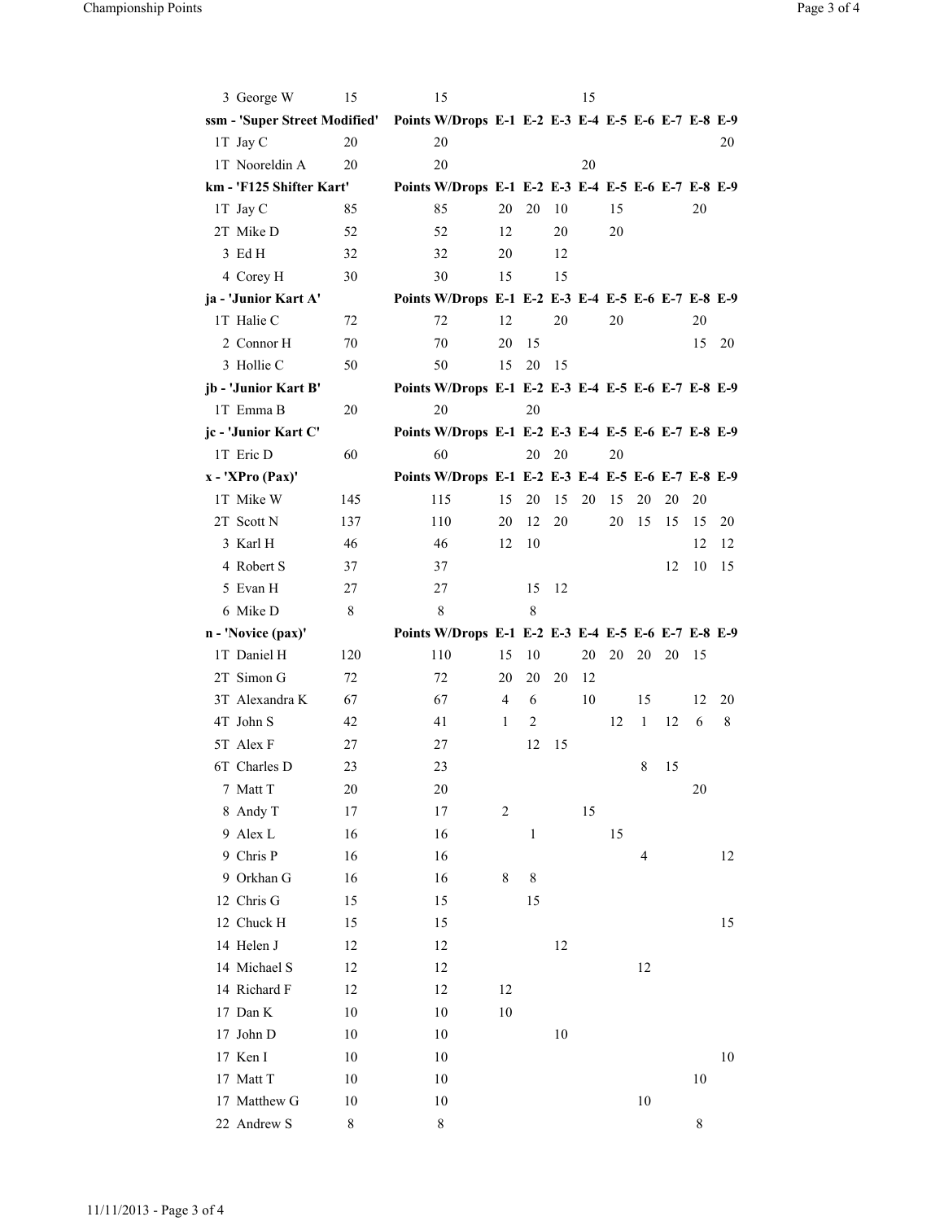| | | | | | | | | | | | |
|---|---|---|---|---|---|---|---|---|---|---|---|
| 3 George W | 15 | 15 | | | | 15 | | | | | |
| **ssm - 'Super Street Modified'** | | **Points W/Drops** | **E-1** | **E-2** | **E-3** | **E-4** | **E-5** | **E-6** | **E-7** | **E-8** | **E-9** |
| 1T Jay C | 20 | 20 | | | | | | | | | 20 |
| 1T Nooreldin A | 20 | 20 | | | | 20 | | | | | |
| **km - 'F125 Shifter Kart'** | | **Points W/Drops** | **E-1** | **E-2** | **E-3** | **E-4** | **E-5** | **E-6** | **E-7** | **E-8** | **E-9** |
| 1T Jay C | 85 | 85 | 20 | 20 | 10 | | 15 | | | 20 | |
| 2T Mike D | 52 | 52 | 12 | | 20 | | 20 | | | | |
| 3 Ed H | 32 | 32 | 20 | | 12 | | | | | | |
| 4 Corey H | 30 | 30 | 15 | | 15 | | | | | | |
| **ja - 'Junior Kart A'** | | **Points W/Drops** | **E-1** | **E-2** | **E-3** | **E-4** | **E-5** | **E-6** | **E-7** | **E-8** | **E-9** |
| 1T Halie C | 72 | 72 | 12 | | 20 | | 20 | | | 20 | |
| 2 Connor H | 70 | 70 | 20 | 15 | | | | | | 15 | 20 |
| 3 Hollie C | 50 | 50 | 15 | 20 | 15 | | | | | | |
| **jb - 'Junior Kart B'** | | **Points W/Drops** | **E-1** | **E-2** | **E-3** | **E-4** | **E-5** | **E-6** | **E-7** | **E-8** | **E-9** |
| 1T Emma B | 20 | 20 | | 20 | | | | | | | |
| **jc - 'Junior Kart C'** | | **Points W/Drops** | **E-1** | **E-2** | **E-3** | **E-4** | **E-5** | **E-6** | **E-7** | **E-8** | **E-9** |
| 1T Eric D | 60 | 60 | | 20 | 20 | | 20 | | | | |
| **x - 'XPro (Pax)'** | | **Points W/Drops** | **E-1** | **E-2** | **E-3** | **E-4** | **E-5** | **E-6** | **E-7** | **E-8** | **E-9** |
| 1T Mike W | 145 | 115 | 15 | 20 | 15 | 20 | 15 | 20 | 20 | 20 | |
| 2T Scott N | 137 | 110 | 20 | 12 | 20 | | 20 | 15 | 15 | 15 | 20 |
| 3 Karl H | 46 | 46 | 12 | 10 | | | | | | 12 | 12 |
| 4 Robert S | 37 | 37 | | | | | | | 12 | 10 | 15 |
| 5 Evan H | 27 | 27 | | 15 | 12 | | | | | | |
| 6 Mike D | 8 | 8 | | 8 | | | | | | | |
| **n - 'Novice (pax)'** | | **Points W/Drops** | **E-1** | **E-2** | **E-3** | **E-4** | **E-5** | **E-6** | **E-7** | **E-8** | **E-9** |
| 1T Daniel H | 120 | 110 | 15 | 10 | | 20 | 20 | 20 | 20 | 15 | |
| 2T Simon G | 72 | 72 | 20 | 20 | 20 | 12 | | | | | |
| 3T Alexandra K | 67 | 67 | 4 | 6 | | 10 | | 15 | | 12 | 20 |
| 4T John S | 42 | 41 | 1 | 2 | | | 12 | 1 | 12 | 6 | 8 |
| 5T Alex F | 27 | 27 | | 12 | 15 | | | | | | |
| 6T Charles D | 23 | 23 | | | | | | 8 | 15 | | |
| 7 Matt T | 20 | 20 | | | | | | | | 20 | |
| 8 Andy T | 17 | 17 | 2 | | | 15 | | | | | |
| 9 Alex L | 16 | 16 | | 1 | | | 15 | | | | |
| 9 Chris P | 16 | 16 | | | | | | 4 | | | 12 |
| 9 Orkhan G | 16 | 16 | 8 | 8 | | | | | | | |
| 12 Chris G | 15 | 15 | | 15 | | | | | | | |
| 12 Chuck H | 15 | 15 | | | | | | | | | 15 |
| 14 Helen J | 12 | 12 | | | 12 | | | | | | |
| 14 Michael S | 12 | 12 | | | | | | 12 | | | |
| 14 Richard F | 12 | 12 | 12 | | | | | | | | |
| 17 Dan K | 10 | 10 | 10 | | | | | | | | |
| 17 John D | 10 | 10 | | | 10 | | | | | | |
| 17 Ken I | 10 | 10 | | | | | | | | | 10 |
| 17 Matt T | 10 | 10 | | | | | | | | 10 | |
| 17 Matthew G | 10 | 10 | | | | | | 10 | | | |
| 22 Andrew S | 8 | 8 | | | | | | | | 8 | |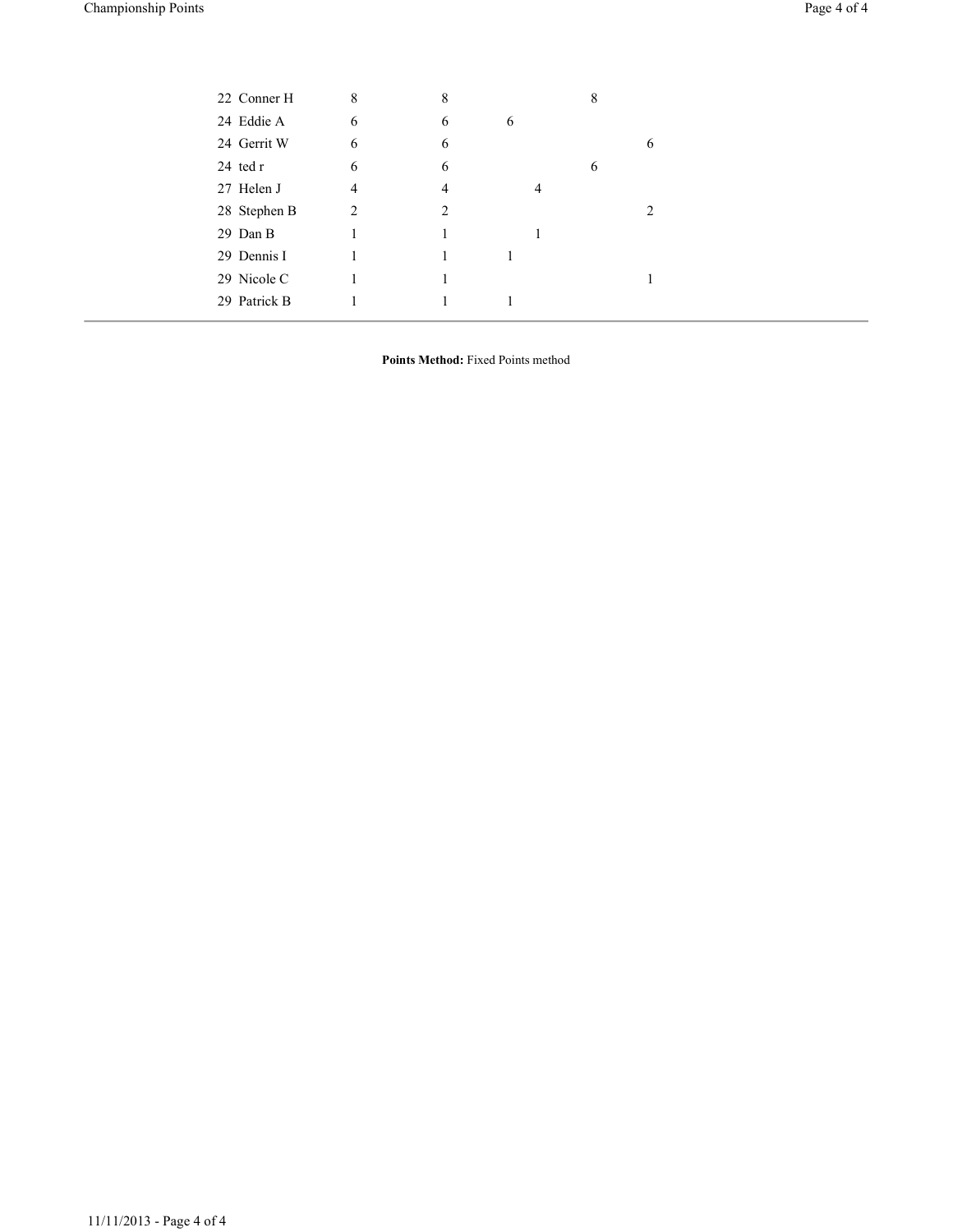| | | | | | | | |
|---|---|---|---|---|---|---|---|
| 22 | Conner H | 8 | 8 | | | 8 | |
| 24 | Eddie A | 6 | 6 | 6 | | | |
| 24 | Gerrit W | 6 | 6 | | | | 6 |
| 24 | ted r | 6 | 6 | | | 6 | |
| 27 | Helen J | 4 | 4 | | 4 | | |
| 28 | Stephen B | 2 | 2 | | | | 2 |
| 29 | Dan B | 1 | 1 | | 1 | | |
| 29 | Dennis I | 1 | 1 | 1 | | | |
| 29 | Nicole C | 1 | 1 | | | | 1 |
| 29 | Patrick B | 1 | 1 | 1 | | | |

**Points Method:** Fixed Points method